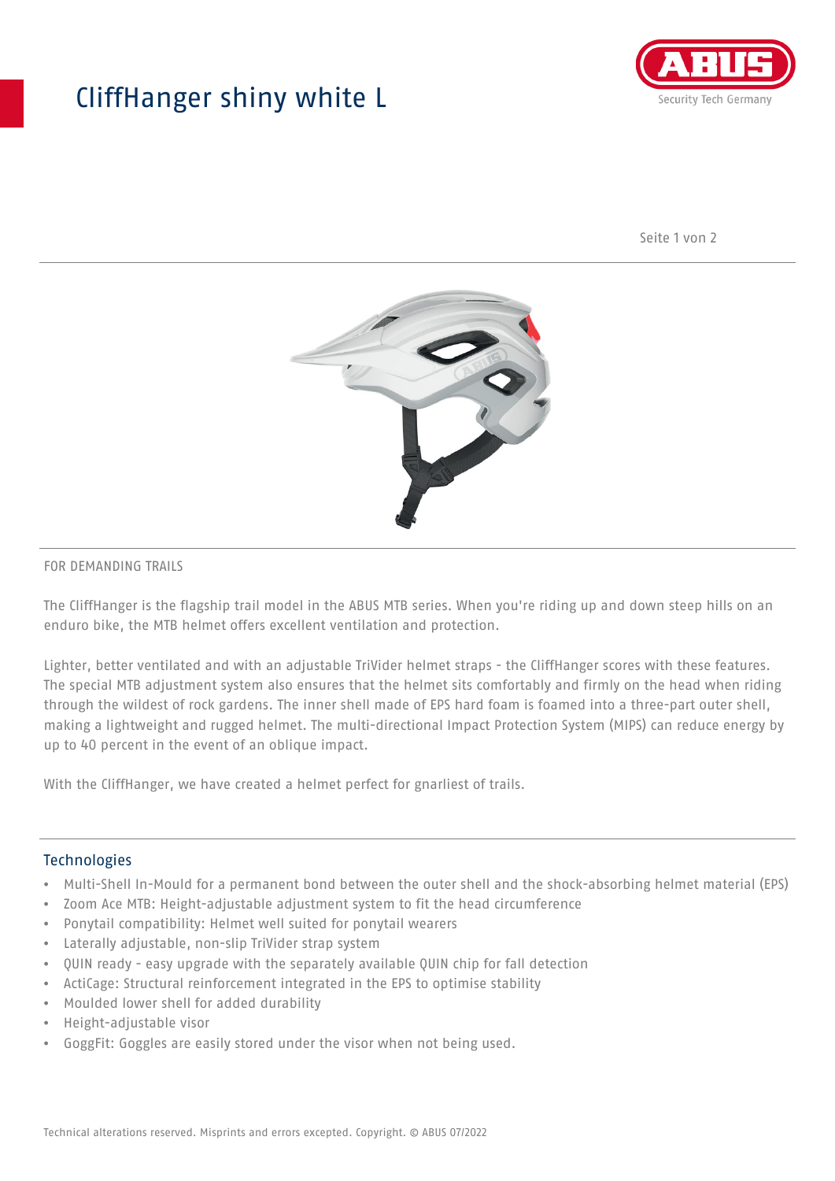# CliffHanger shiny white L

FOR DEMANDING TRAILS

The CliffHanger is the flagship trail model in the ABUS MTB series. When you're riding up and down steep hills on an enduro bike, the MTB helmet offers excellent ventilation and protection.

Lighter, better ventilated and with an adjustable TriVider helmet straps - the CliffHanger scores with these features. The special MTB adjustment system also ensures that the helmet sits comfortably and firmly on the head when riding through the wildest of rock gardens. The inner shell made of EPS hard foam is foamed into a three-part outer shell, making a lightweight and rugged helmet. The multi-directional Impact Protection System (MIPS) can reduce energy by up to 40 percent in the event of an oblique impact.

With the CliffHanger, we have created a helmet perfect for gnarliest of trails.

## Technologies

- Multi-Shell In-Mould for a permanent bond between the outer shell and the shock-absorbing helmet material (EPS)
- Zoom Ace MTB: Height-adjustable adjustment system to fit the head circumference
- Ponytail compatibility: Helmet well suited for ponytail wearers
- Laterally adjustable, non-slip TriVider strap system
- QUIN ready - easy upgrade with the separately available QUIN chip for fall detection
- ActiCage: Structural reinforcement integrated in the EPS to optimise stability
- Moulded lower shell for added durability
- Height-adjustable visor
- GoggFit: Goggles are easily stored under the visor when not being used.

Technical alterations reserved. Misprints and errors excepted. Copyright. © ABUS 07/2022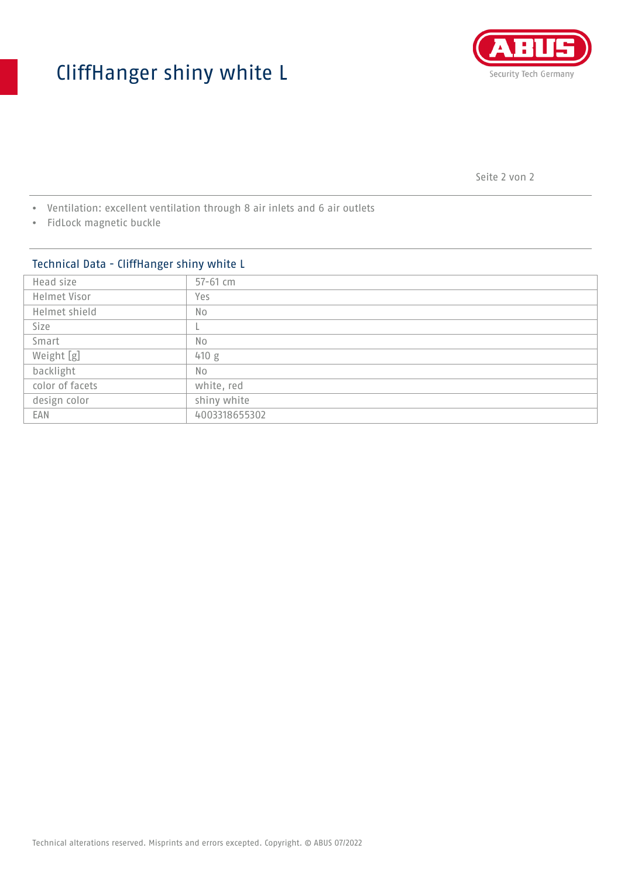- Ventilation: excellent ventilation through 8 air inlets and 6 air outlets
- FidLock magnetic buckle

## Technical Data - CliffHanger shiny white L

| | |
|---|---|
| Head size | 57-61 cm |
| Helmet Visor | Yes |
| Helmet shield | No |
| Size | L |
| Smart | No |
| Weight [g] | 410 g |
| backlight | No |
| color of facets | white, red |
| design color | shiny white |
| EAN | 4003318655302 |

Technical alterations reserved. Misprints and errors excepted. Copyright. © ABUS 07/2022